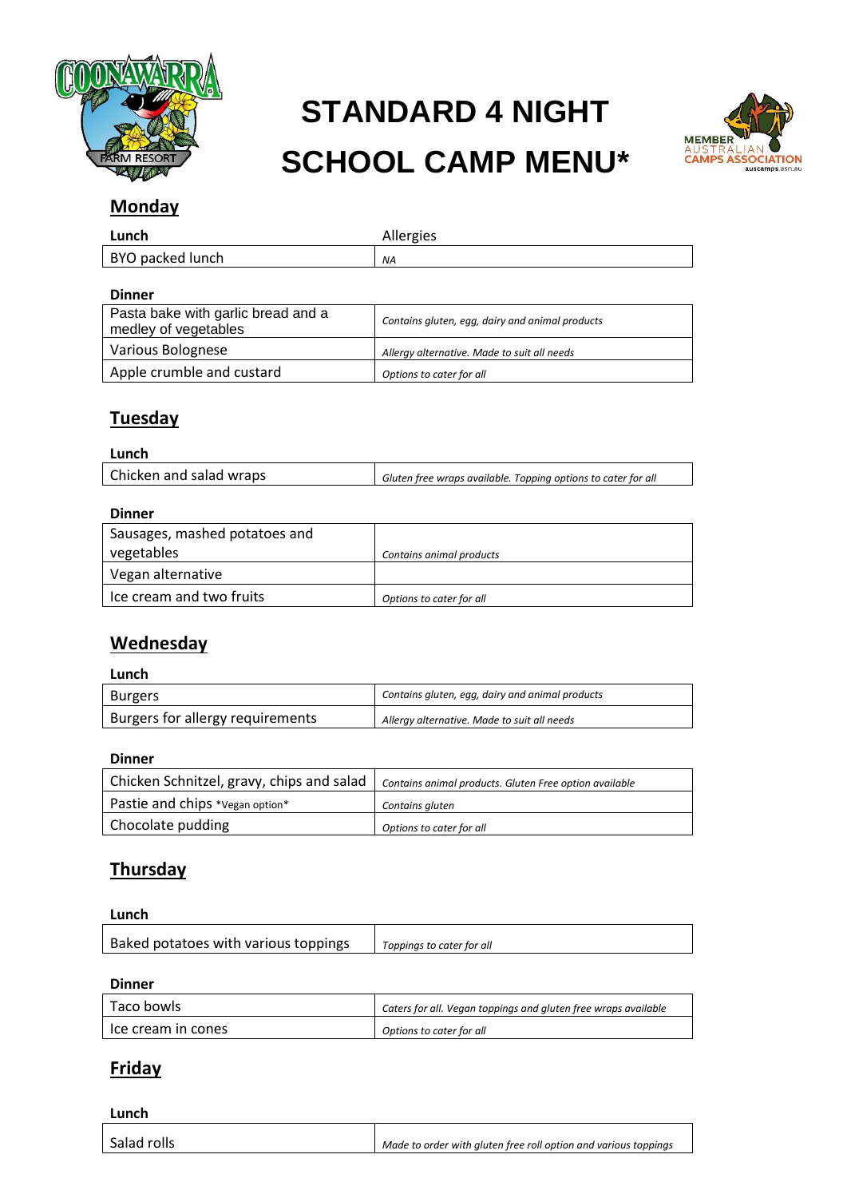# STANDARD 4 NIGHT SCHOOL CAMP MENU*

## Monday

| Lunch | Allergies |
|---|---|
| BYO packed lunch | *NA* |

**Dinner**

| | |
|---|---|
| Pasta bake with garlic bread and a medley of vegetables | *Contains gluten, egg, dairy and animal products* |
| Various Bolognese | *Allergy alternative. Made to suit all needs* |
| Apple crumble and custard | *Options to cater for all* |

## Tuesday

**Lunch**

| | |
|---|---|
| Chicken and salad wraps | *Gluten free wraps available. Topping options to cater for all* |

**Dinner**

| | |
|---|---|
| Sausages, mashed potatoes and vegetables | *Contains animal products* |
| Vegan alternative | |
| Ice cream and two fruits | *Options to cater for all* |

## Wednesday

**Lunch**

| | |
|---|---|
| Burgers | *Contains gluten, egg, dairy and animal products* |
| Burgers for allergy requirements | *Allergy alternative. Made to suit all needs* |

**Dinner**

| | |
|---|---|
| Chicken Schnitzel, gravy, chips and salad | *Contains animal products. Gluten Free option available* |
| Pastie and chips *Vegan option* | *Contains gluten* |
| Chocolate pudding | *Options to cater for all* |

## Thursday

**Lunch**

| | |
|---|---|
| Baked potatoes with various toppings | *Toppings to cater for all* |

**Dinner**

| | |
|---|---|
| Taco bowls | *Caters for all. Vegan toppings and gluten free wraps available* |
| Ice cream in cones | *Options to cater for all* |

## Friday

**Lunch**

| | |
|---|---|
| Salad rolls | *Made to order with gluten free roll option and various toppings* |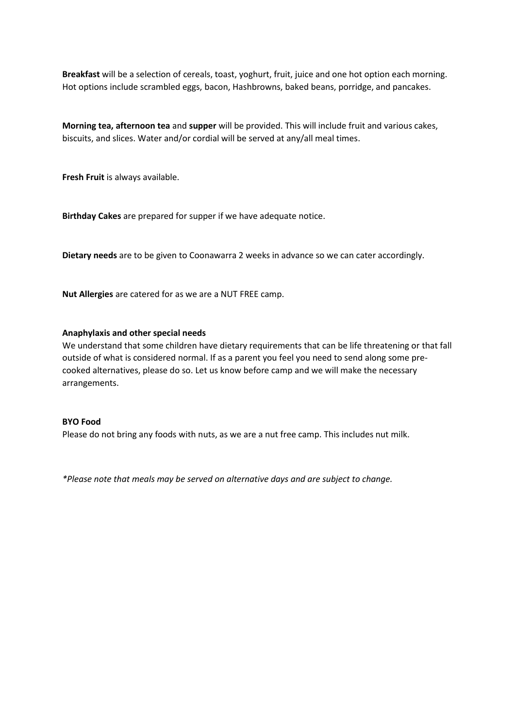**Breakfast** will be a selection of cereals, toast, yoghurt, fruit, juice and one hot option each morning. Hot options include scrambled eggs, bacon, Hashbrowns, baked beans, porridge, and pancakes.

**Morning tea, afternoon tea** and **supper** will be provided. This will include fruit and various cakes, biscuits, and slices. Water and/or cordial will be served at any/all meal times.

**Fresh Fruit** is always available.

**Birthday Cakes** are prepared for supper if we have adequate notice.

**Dietary needs** are to be given to Coonawarra 2 weeks in advance so we can cater accordingly.

**Nut Allergies** are catered for as we are a NUT FREE camp.

**Anaphylaxis and other special needs**

We understand that some children have dietary requirements that can be life threatening or that fall outside of what is considered normal. If as a parent you feel you need to send along some pre-cooked alternatives, please do so. Let us know before camp and we will make the necessary arrangements.

**BYO Food**

Please do not bring any foods with nuts, as we are a nut free camp. This includes nut milk.

*\*Please note that meals may be served on alternative days and are subject to change.*